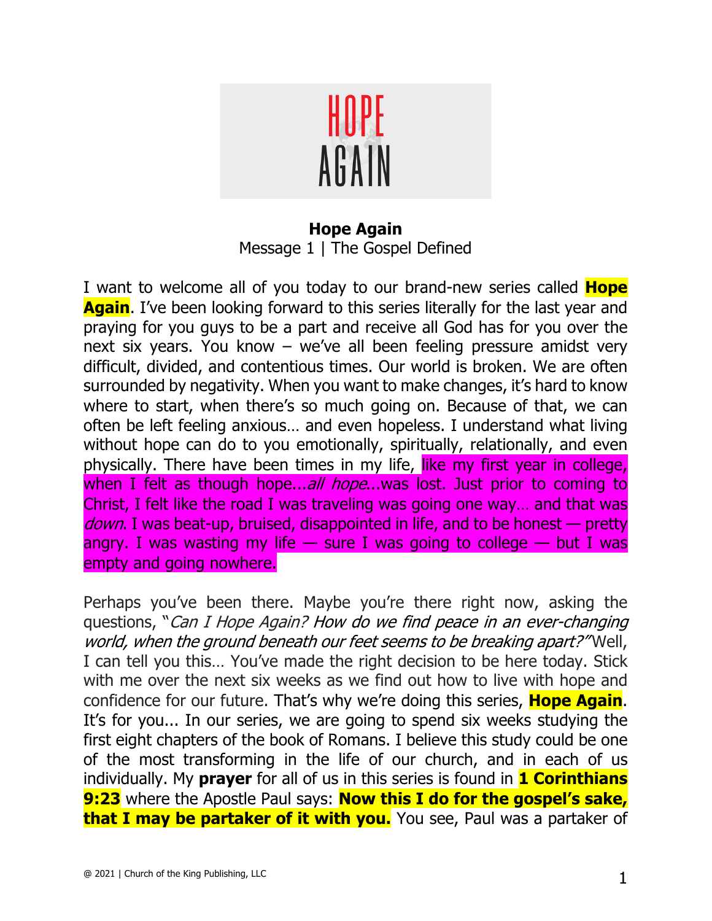# HOPE AGAIN

**Hope Again**
Message 1 | The Gospel Defined

I want to welcome all of you today to our brand-new series called **Hope Again**. I've been looking forward to this series literally for the last year and praying for you guys to be a part and receive all God has for you over the next six years. You know – we've all been feeling pressure amidst very difficult, divided, and contentious times. Our world is broken. We are often surrounded by negativity. When you want to make changes, it's hard to know where to start, when there's so much going on. Because of that, we can often be left feeling anxious… and even hopeless. I understand what living without hope can do to you emotionally, spiritually, relationally, and even physically. There have been times in my life, like my first year in college, when I felt as though hope...*all hope*...was lost. Just prior to coming to Christ, I felt like the road I was traveling was going one way… and that was *down*. I was beat-up, bruised, disappointed in life, and to be honest — pretty angry. I was wasting my life — sure I was going to college — but I was empty and going nowhere.

Perhaps you've been there. Maybe you're there right now, asking the questions, "*Can I Hope Again? How do we find peace in an ever-changing world, when the ground beneath our feet seems to be breaking apart?*" Well, I can tell you this… You've made the right decision to be here today. Stick with me over the next six weeks as we find out how to live with hope and confidence for our future. That's why we're doing this series, **Hope Again**. It's for you... In our series, we are going to spend six weeks studying the first eight chapters of the book of Romans. I believe this study could be one of the most transforming in the life of our church, and in each of us individually. My **prayer** for all of us in this series is found in **1 Corinthians 9:23** where the Apostle Paul says: **Now this I do for the gospel's sake, that I may be partaker of it with you.** You see, Paul was a partaker of

@ 2021 | Church of the King Publishing, LLC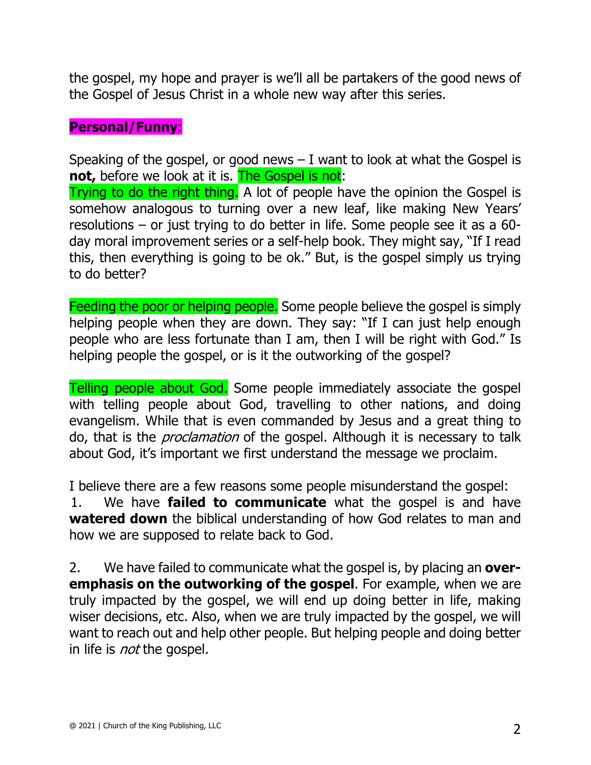the gospel, my hope and prayer is we'll all be partakers of the good news of the Gospel of Jesus Christ in a whole new way after this series.

**Personal/Funny**:

Speaking of the gospel, or good news – I want to look at what the Gospel is **not,** before we look at it is. The Gospel is not:

Trying to do the right thing. A lot of people have the opinion the Gospel is somehow analogous to turning over a new leaf, like making New Years' resolutions – or just trying to do better in life. Some people see it as a 60-day moral improvement series or a self-help book. They might say, "If I read this, then everything is going to be ok." But, is the gospel simply us trying to do better?

Feeding the poor or helping people. Some people believe the gospel is simply helping people when they are down. They say: "If I can just help enough people who are less fortunate than I am, then I will be right with God." Is helping people the gospel, or is it the outworking of the gospel?

Telling people about God. Some people immediately associate the gospel with telling people about God, travelling to other nations, and doing evangelism. While that is even commanded by Jesus and a great thing to do, that is the *proclamation* of the gospel. Although it is necessary to talk about God, it's important we first understand the message we proclaim.

I believe there are a few reasons some people misunderstand the gospel:

1. We have **failed to communicate** what the gospel is and have **watered down** the biblical understanding of how God relates to man and how we are supposed to relate back to God.

2. We have failed to communicate what the gospel is, by placing an **over-emphasis on the outworking of the gospel**. For example, when we are truly impacted by the gospel, we will end up doing better in life, making wiser decisions, etc. Also, when we are truly impacted by the gospel, we will want to reach out and help other people. But helping people and doing better in life is *not* the gospel.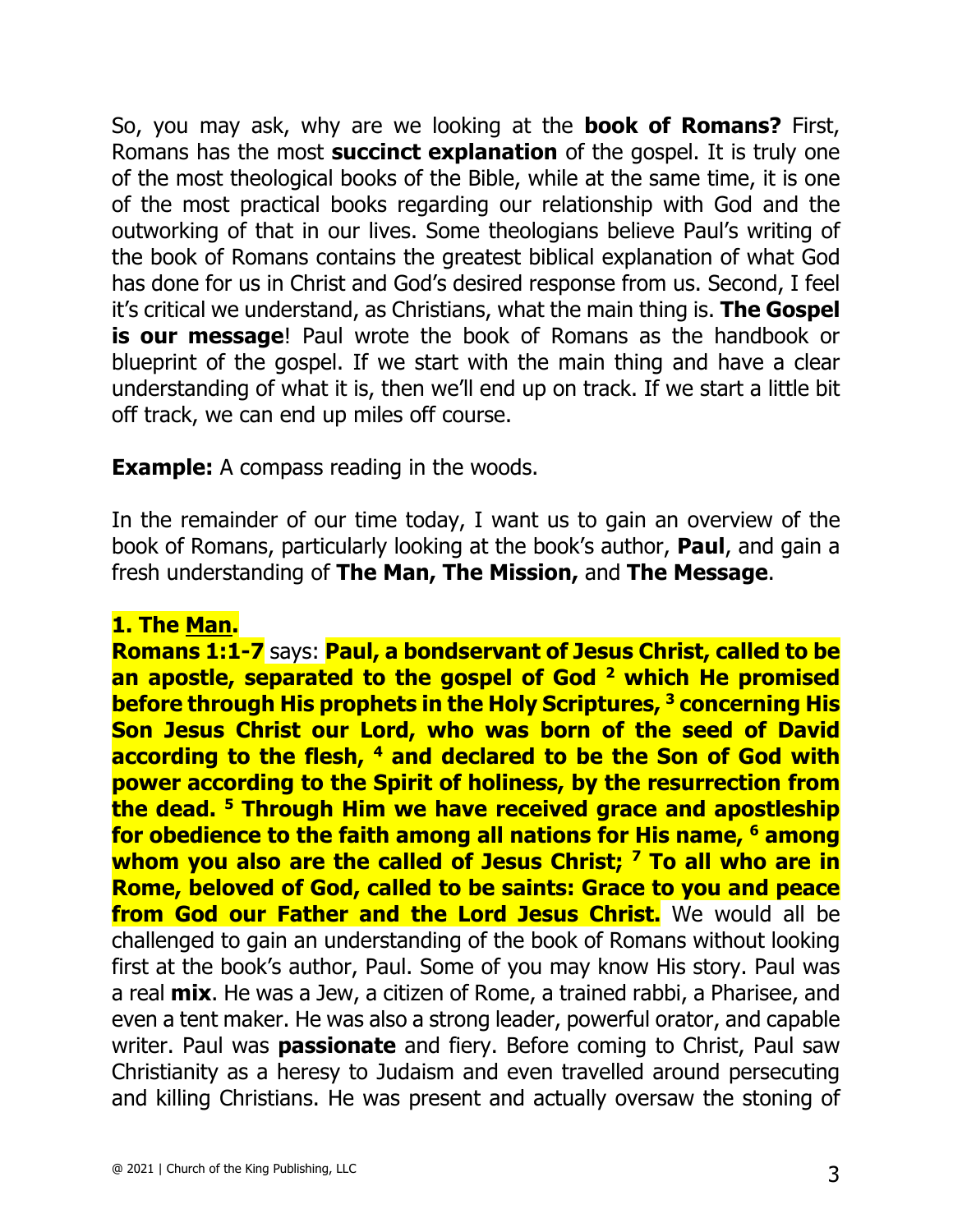So, you may ask, why are we looking at the **book of Romans?** First, Romans has the most **succinct explanation** of the gospel. It is truly one of the most theological books of the Bible, while at the same time, it is one of the most practical books regarding our relationship with God and the outworking of that in our lives. Some theologians believe Paul's writing of the book of Romans contains the greatest biblical explanation of what God has done for us in Christ and God's desired response from us. Second, I feel it's critical we understand, as Christians, what the main thing is. **The Gospel is our message**! Paul wrote the book of Romans as the handbook or blueprint of the gospel. If we start with the main thing and have a clear understanding of what it is, then we'll end up on track. If we start a little bit off track, we can end up miles off course.

**Example:** A compass reading in the woods.

In the remainder of our time today, I want us to gain an overview of the book of Romans, particularly looking at the book's author, **Paul**, and gain a fresh understanding of **The Man, The Mission,** and **The Message**.

### 1. The Man.

**Romans 1:1-7** says: **Paul, a bondservant of Jesus Christ, called to be an apostle, separated to the gospel of God [2] which He promised before through His prophets in the Holy Scriptures, [3] concerning His Son Jesus Christ our Lord, who was born of the seed of David according to the flesh, [4] and declared to be the Son of God with power according to the Spirit of holiness, by the resurrection from the dead. [5] Through Him we have received grace and apostleship for obedience to the faith among all nations for His name, [6] among whom you also are the called of Jesus Christ; [7] To all who are in Rome, beloved of God, called to be saints: Grace to you and peace from God our Father and the Lord Jesus Christ.** We would all be challenged to gain an understanding of the book of Romans without looking first at the book's author, Paul. Some of you may know His story. Paul was a real **mix**. He was a Jew, a citizen of Rome, a trained rabbi, a Pharisee, and even a tent maker. He was also a strong leader, powerful orator, and capable writer. Paul was **passionate** and fiery. Before coming to Christ, Paul saw Christianity as a heresy to Judaism and even travelled around persecuting and killing Christians. He was present and actually oversaw the stoning of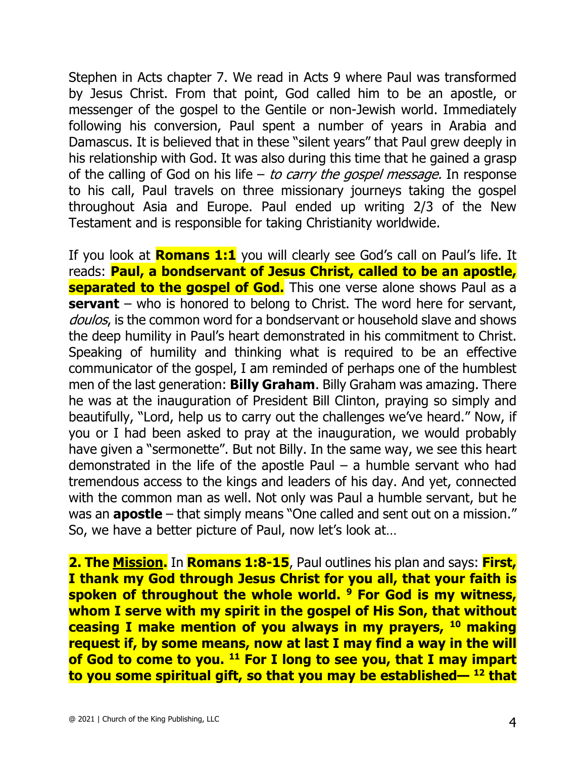Stephen in Acts chapter 7. We read in Acts 9 where Paul was transformed by Jesus Christ. From that point, God called him to be an apostle, or messenger of the gospel to the Gentile or non-Jewish world. Immediately following his conversion, Paul spent a number of years in Arabia and Damascus. It is believed that in these "silent years" that Paul grew deeply in his relationship with God. It was also during this time that he gained a grasp of the calling of God on his life – *to carry the gospel message.* In response to his call, Paul travels on three missionary journeys taking the gospel throughout Asia and Europe. Paul ended up writing 2/3 of the New Testament and is responsible for taking Christianity worldwide.

If you look at **Romans 1:1** you will clearly see God's call on Paul's life. It reads: **Paul, a bondservant of Jesus Christ, called to be an apostle, separated to the gospel of God.** This one verse alone shows Paul as a **servant** – who is honored to belong to Christ. The word here for servant, *doulos*, is the common word for a bondservant or household slave and shows the deep humility in Paul's heart demonstrated in his commitment to Christ. Speaking of humility and thinking what is required to be an effective communicator of the gospel, I am reminded of perhaps one of the humblest men of the last generation: **Billy Graham**. Billy Graham was amazing. There he was at the inauguration of President Bill Clinton, praying so simply and beautifully, "Lord, help us to carry out the challenges we've heard." Now, if you or I had been asked to pray at the inauguration, we would probably have given a "sermonette". But not Billy. In the same way, we see this heart demonstrated in the life of the apostle Paul – a humble servant who had tremendous access to the kings and leaders of his day. And yet, connected with the common man as well. Not only was Paul a humble servant, but he was an **apostle** – that simply means "One called and sent out on a mission." So, we have a better picture of Paul, now let's look at…

**2. The <u>Mission</u>.** In **Romans 1:8-15**, Paul outlines his plan and says: **First, I thank my God through Jesus Christ for you all, that your faith is spoken of throughout the whole world. [9] For God is my witness, whom I serve with my spirit in the gospel of His Son, that without ceasing I make mention of you always in my prayers, [10] making request if, by some means, now at last I may find a way in the will of God to come to you. [11] For I long to see you, that I may impart to you some spiritual gift, so that you may be established— [12] that**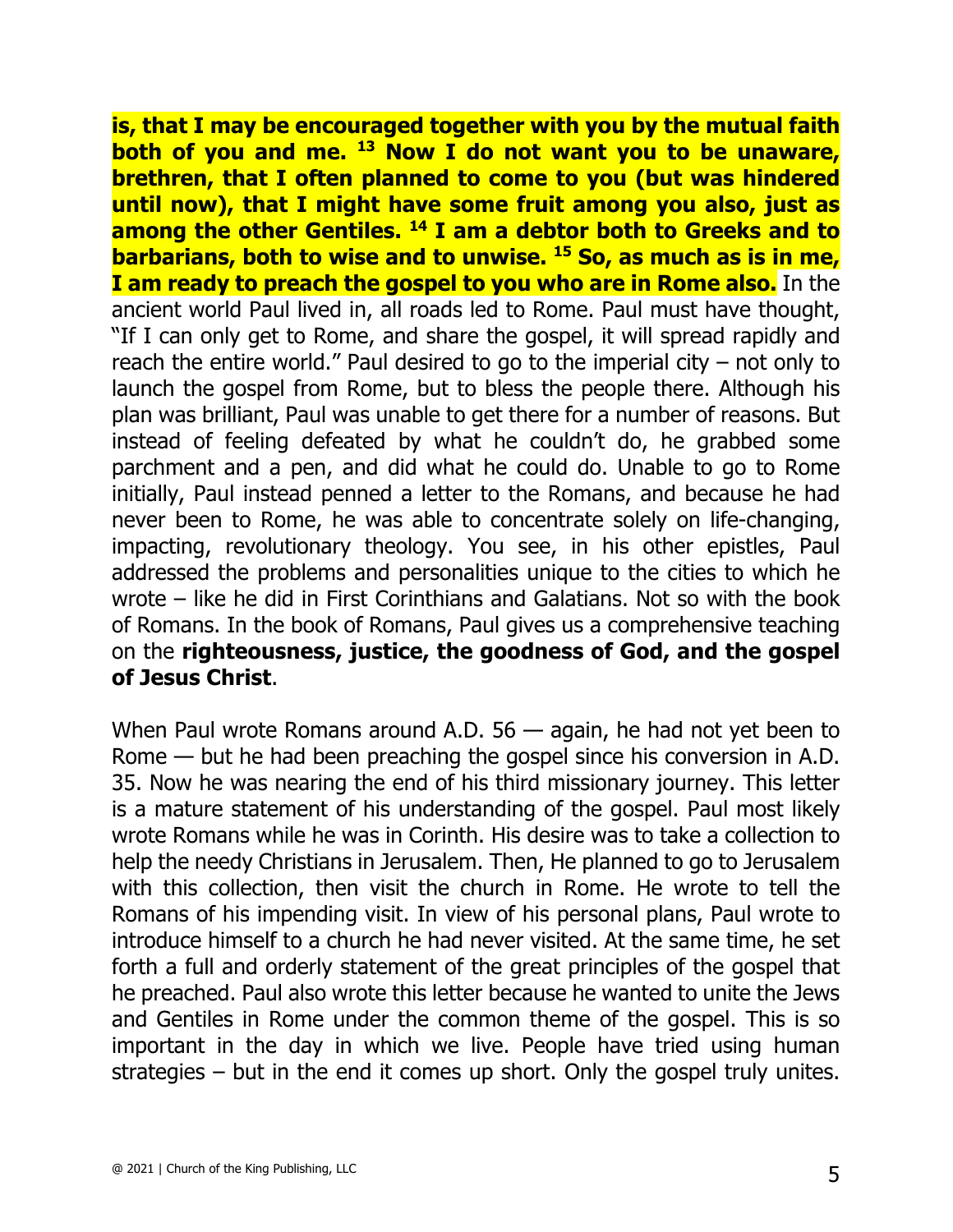**is, that I may be encouraged together with you by the mutual faith both of you and me. 13 Now I do not want you to be unaware, brethren, that I often planned to come to you (but was hindered until now), that I might have some fruit among you also, just as among the other Gentiles. 14 I am a debtor both to Greeks and to barbarians, both to wise and to unwise. 15 So, as much as is in me, I am ready to preach the gospel to you who are in Rome also.** In the ancient world Paul lived in, all roads led to Rome. Paul must have thought, "If I can only get to Rome, and share the gospel, it will spread rapidly and reach the entire world." Paul desired to go to the imperial city – not only to launch the gospel from Rome, but to bless the people there. Although his plan was brilliant, Paul was unable to get there for a number of reasons. But instead of feeling defeated by what he couldn't do, he grabbed some parchment and a pen, and did what he could do. Unable to go to Rome initially, Paul instead penned a letter to the Romans, and because he had never been to Rome, he was able to concentrate solely on life-changing, impacting, revolutionary theology. You see, in his other epistles, Paul addressed the problems and personalities unique to the cities to which he wrote – like he did in First Corinthians and Galatians. Not so with the book of Romans. In the book of Romans, Paul gives us a comprehensive teaching on the **righteousness, justice, the goodness of God, and the gospel of Jesus Christ**.

When Paul wrote Romans around A.D. 56 — again, he had not yet been to Rome — but he had been preaching the gospel since his conversion in A.D. 35. Now he was nearing the end of his third missionary journey. This letter is a mature statement of his understanding of the gospel. Paul most likely wrote Romans while he was in Corinth. His desire was to take a collection to help the needy Christians in Jerusalem. Then, He planned to go to Jerusalem with this collection, then visit the church in Rome. He wrote to tell the Romans of his impending visit. In view of his personal plans, Paul wrote to introduce himself to a church he had never visited. At the same time, he set forth a full and orderly statement of the great principles of the gospel that he preached. Paul also wrote this letter because he wanted to unite the Jews and Gentiles in Rome under the common theme of the gospel. This is so important in the day in which we live. People have tried using human strategies – but in the end it comes up short. Only the gospel truly unites.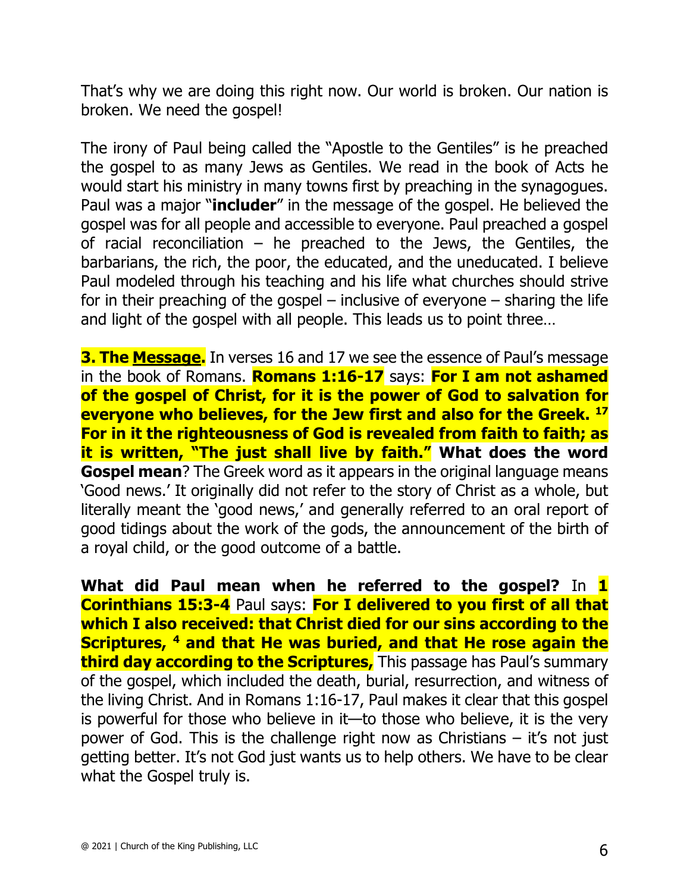That's why we are doing this right now. Our world is broken. Our nation is broken. We need the gospel!

The irony of Paul being called the "Apostle to the Gentiles" is he preached the gospel to as many Jews as Gentiles. We read in the book of Acts he would start his ministry in many towns first by preaching in the synagogues. Paul was a major "**includer**" in the message of the gospel. He believed the gospel was for all people and accessible to everyone. Paul preached a gospel of racial reconciliation – he preached to the Jews, the Gentiles, the barbarians, the rich, the poor, the educated, and the uneducated. I believe Paul modeled through his teaching and his life what churches should strive for in their preaching of the gospel – inclusive of everyone – sharing the life and light of the gospel with all people. This leads us to point three…

**3. The <u>Message</u>.** In verses 16 and 17 we see the essence of Paul's message in the book of Romans. **Romans 1:16-17** says: **For I am not ashamed of the gospel of Christ, for it is the power of God to salvation for everyone who believes, for the Jew first and also for the Greek. [17] For in it the righteousness of God is revealed from faith to faith; as it is written, "The just shall live by faith." What does the word Gospel mean**? The Greek word as it appears in the original language means 'Good news.' It originally did not refer to the story of Christ as a whole, but literally meant the 'good news,' and generally referred to an oral report of good tidings about the work of the gods, the announcement of the birth of a royal child, or the good outcome of a battle.

**What did Paul mean when he referred to the gospel?** In **1 Corinthians 15:3-4** Paul says: **For I delivered to you first of all that which I also received: that Christ died for our sins according to the Scriptures, [4] and that He was buried, and that He rose again the third day according to the Scriptures,** This passage has Paul's summary of the gospel, which included the death, burial, resurrection, and witness of the living Christ. And in Romans 1:16-17, Paul makes it clear that this gospel is powerful for those who believe in it—to those who believe, it is the very power of God. This is the challenge right now as Christians – it's not just getting better. It's not God just wants us to help others. We have to be clear what the Gospel truly is.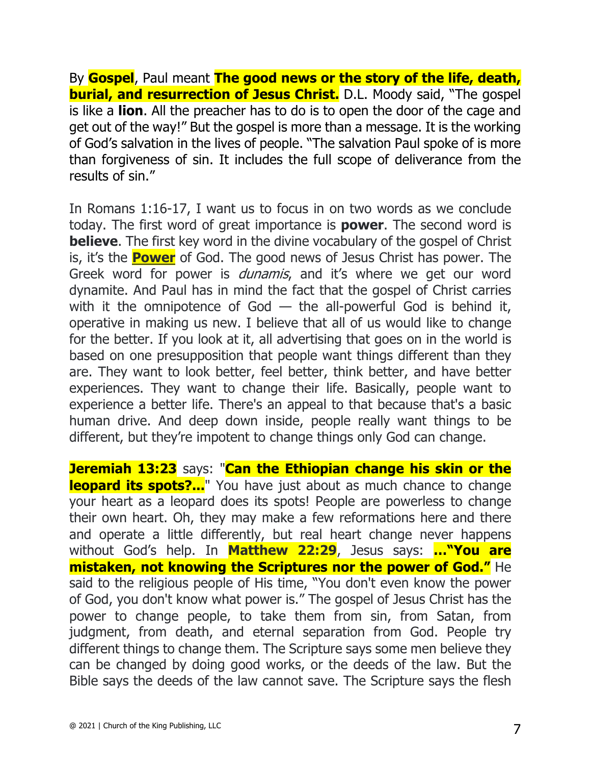By **Gospel**, Paul meant **The good news or the story of the life, death, burial, and resurrection of Jesus Christ.** D.L. Moody said, "The gospel is like a **lion**. All the preacher has to do is to open the door of the cage and get out of the way!" But the gospel is more than a message. It is the working of God's salvation in the lives of people. "The salvation Paul spoke of is more than forgiveness of sin. It includes the full scope of deliverance from the results of sin."

In Romans 1:16-17, I want us to focus in on two words as we conclude today. The first word of great importance is **power**. The second word is **believe**. The first key word in the divine vocabulary of the gospel of Christ is, it's the **Power** of God. The good news of Jesus Christ has power. The Greek word for power is *dunamis*, and it's where we get our word dynamite. And Paul has in mind the fact that the gospel of Christ carries with it the omnipotence of God — the all-powerful God is behind it, operative in making us new. I believe that all of us would like to change for the better. If you look at it, all advertising that goes on in the world is based on one presupposition that people want things different than they are. They want to look better, feel better, think better, and have better experiences. They want to change their life. Basically, people want to experience a better life. There's an appeal to that because that's a basic human drive. And deep down inside, people really want things to be different, but they're impotent to change things only God can change.

**Jeremiah 13:23** says: "**Can the Ethiopian change his skin or the leopard its spots?...**" You have just about as much chance to change your heart as a leopard does its spots! People are powerless to change their own heart. Oh, they may make a few reformations here and there and operate a little differently, but real heart change never happens without God's help. In **Matthew 22:29**, Jesus says: **..."You are mistaken, not knowing the Scriptures nor the power of God."** He said to the religious people of His time, "You don't even know the power of God, you don't know what power is." The gospel of Jesus Christ has the power to change people, to take them from sin, from Satan, from judgment, from death, and eternal separation from God. People try different things to change them. The Scripture says some men believe they can be changed by doing good works, or the deeds of the law. But the Bible says the deeds of the law cannot save. The Scripture says the flesh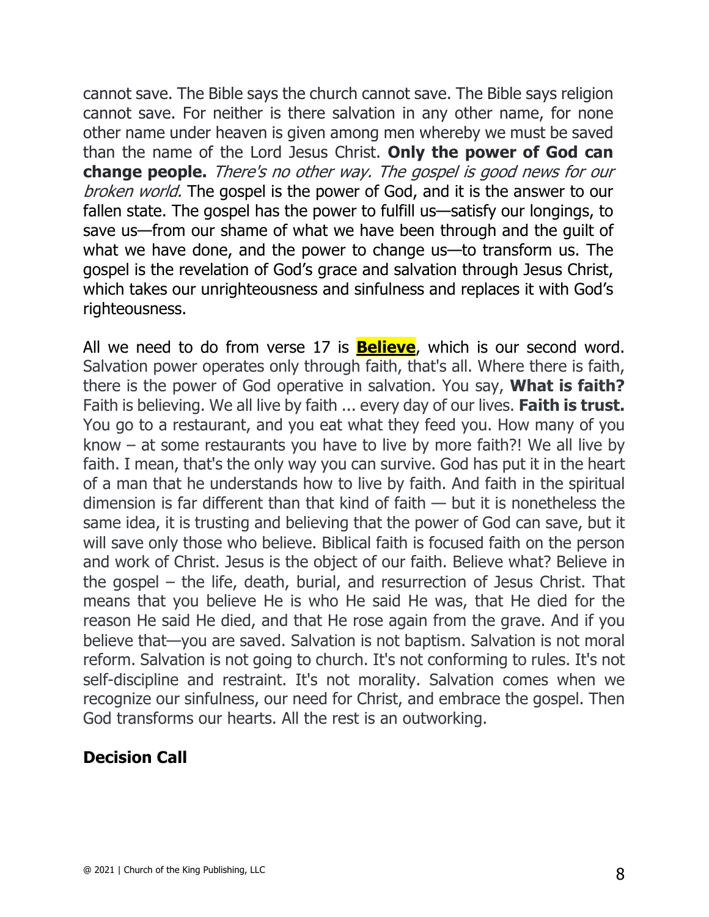cannot save. The Bible says the church cannot save. The Bible says religion cannot save. For neither is there salvation in any other name, for none other name under heaven is given among men whereby we must be saved than the name of the Lord Jesus Christ. **Only the power of God can change people.** *There's no other way. The gospel is good news for our broken world.* The gospel is the power of God, and it is the answer to our fallen state. The gospel has the power to fulfill us—satisfy our longings, to save us—from our shame of what we have been through and the guilt of what we have done, and the power to change us—to transform us. The gospel is the revelation of God's grace and salvation through Jesus Christ, which takes our unrighteousness and sinfulness and replaces it with God's righteousness.

All we need to do from verse 17 is **Believe**, which is our second word. Salvation power operates only through faith, that's all. Where there is faith, there is the power of God operative in salvation. You say, **What is faith?** Faith is believing. We all live by faith ... every day of our lives. **Faith is trust.** You go to a restaurant, and you eat what they feed you. How many of you know – at some restaurants you have to live by more faith?! We all live by faith. I mean, that's the only way you can survive. God has put it in the heart of a man that he understands how to live by faith. And faith in the spiritual dimension is far different than that kind of faith — but it is nonetheless the same idea, it is trusting and believing that the power of God can save, but it will save only those who believe. Biblical faith is focused faith on the person and work of Christ. Jesus is the object of our faith. Believe what? Believe in the gospel – the life, death, burial, and resurrection of Jesus Christ. That means that you believe He is who He said He was, that He died for the reason He said He died, and that He rose again from the grave. And if you believe that—you are saved. Salvation is not baptism. Salvation is not moral reform. Salvation is not going to church. It's not conforming to rules. It's not self-discipline and restraint. It's not morality. Salvation comes when we recognize our sinfulness, our need for Christ, and embrace the gospel. Then God transforms our hearts. All the rest is an outworking.

## Decision Call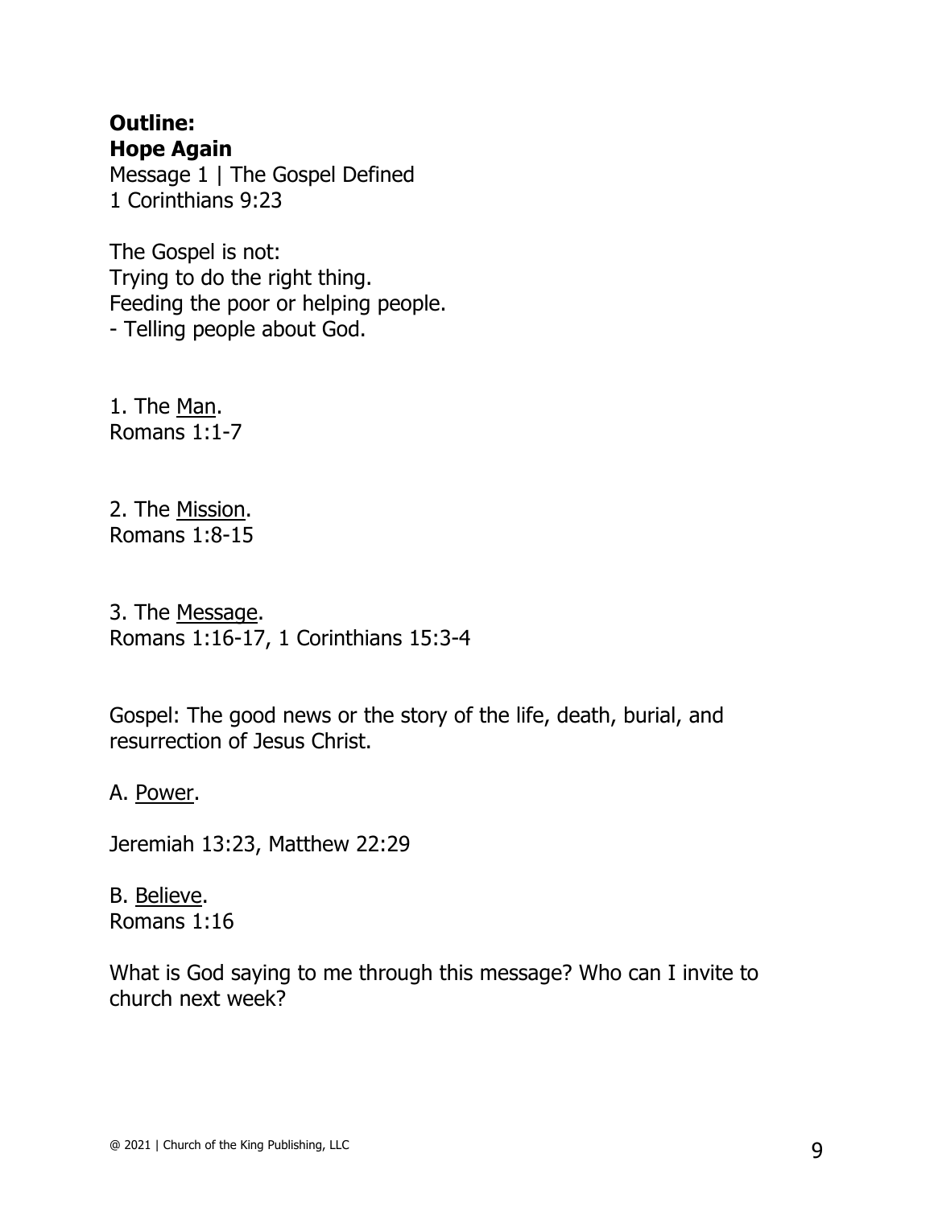**Outline:**
**Hope Again**
Message 1 | The Gospel Defined
1 Corinthians 9:23

The Gospel is not:
Trying to do the right thing.
Feeding the poor or helping people.
- Telling people about God.

1. The <u>Man</u>.
Romans 1:1-7

2. The <u>Mission</u>.
Romans 1:8-15

3. The <u>Message</u>.
Romans 1:16-17, 1 Corinthians 15:3-4

Gospel: The good news or the story of the life, death, burial, and resurrection of Jesus Christ.

A. <u>Power</u>.

Jeremiah 13:23, Matthew 22:29

B. <u>Believe</u>.
Romans 1:16

What is God saying to me through this message? Who can I invite to church next week?

@ 2021 | Church of the King Publishing, LLC